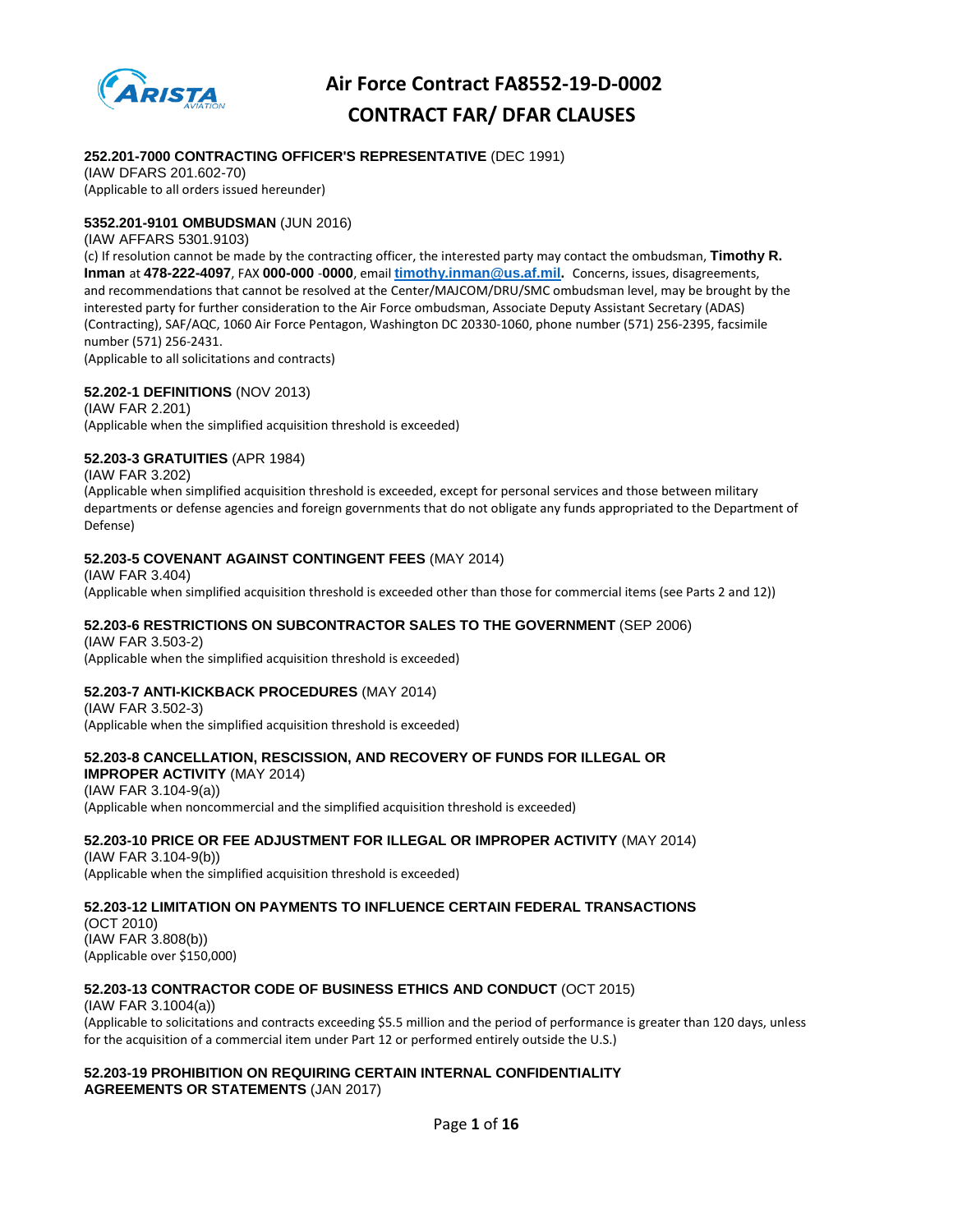# Air Force Contract FA8552-19-D-0002

# CONTRACT FAR/ DFAR CLAUSES

**252.201-7000 CONTRACTING OFFICER'S REPRESENTATIVE** (DEC 1991)
(IAW DFARS 201.602-70)
(Applicable to all orders issued hereunder)

**5352.201-9101 OMBUDSMAN** (JUN 2016)
(IAW AFFARS 5301.9103)
(c) If resolution cannot be made by the contracting officer, the interested party may contact the ombudsman, **Timothy R. Inman** at **478-222-4097**, FAX **000-000** -**0000**, email **timothy.inman@us.af.mil.** Concerns, issues, disagreements, and recommendations that cannot be resolved at the Center/MAJCOM/DRU/SMC ombudsman level, may be brought by the interested party for further consideration to the Air Force ombudsman, Associate Deputy Assistant Secretary (ADAS) (Contracting), SAF/AQC, 1060 Air Force Pentagon, Washington DC 20330-1060, phone number (571) 256-2395, facsimile number (571) 256-2431.
(Applicable to all solicitations and contracts)

**52.202-1 DEFINITIONS** (NOV 2013)
(IAW FAR 2.201)
(Applicable when the simplified acquisition threshold is exceeded)

**52.203-3 GRATUITIES** (APR 1984)
(IAW FAR 3.202)
(Applicable when simplified acquisition threshold is exceeded, except for personal services and those between military departments or defense agencies and foreign governments that do not obligate any funds appropriated to the Department of Defense)

**52.203-5 COVENANT AGAINST CONTINGENT FEES** (MAY 2014)
(IAW FAR 3.404)
(Applicable when simplified acquisition threshold is exceeded other than those for commercial items (see Parts 2 and 12))

**52.203-6 RESTRICTIONS ON SUBCONTRACTOR SALES TO THE GOVERNMENT** (SEP 2006)
(IAW FAR 3.503-2)
(Applicable when the simplified acquisition threshold is exceeded)

**52.203-7 ANTI-KICKBACK PROCEDURES** (MAY 2014)
(IAW FAR 3.502-3)
(Applicable when the simplified acquisition threshold is exceeded)

**52.203-8 CANCELLATION, RESCISSION, AND RECOVERY OF FUNDS FOR ILLEGAL OR IMPROPER ACTIVITY** (MAY 2014)
(IAW FAR 3.104-9(a))
(Applicable when noncommercial and the simplified acquisition threshold is exceeded)

**52.203-10 PRICE OR FEE ADJUSTMENT FOR ILLEGAL OR IMPROPER ACTIVITY** (MAY 2014)
(IAW FAR 3.104-9(b))
(Applicable when the simplified acquisition threshold is exceeded)

**52.203-12 LIMITATION ON PAYMENTS TO INFLUENCE CERTAIN FEDERAL TRANSACTIONS** (OCT 2010)
(IAW FAR 3.808(b))
(Applicable over $150,000)

**52.203-13 CONTRACTOR CODE OF BUSINESS ETHICS AND CONDUCT** (OCT 2015)
(IAW FAR 3.1004(a))
(Applicable to solicitations and contracts exceeding $5.5 million and the period of performance is greater than 120 days, unless for the acquisition of a commercial item under Part 12 or performed entirely outside the U.S.)

**52.203-19 PROHIBITION ON REQUIRING CERTAIN INTERNAL CONFIDENTIALITY AGREEMENTS OR STATEMENTS** (JAN 2017)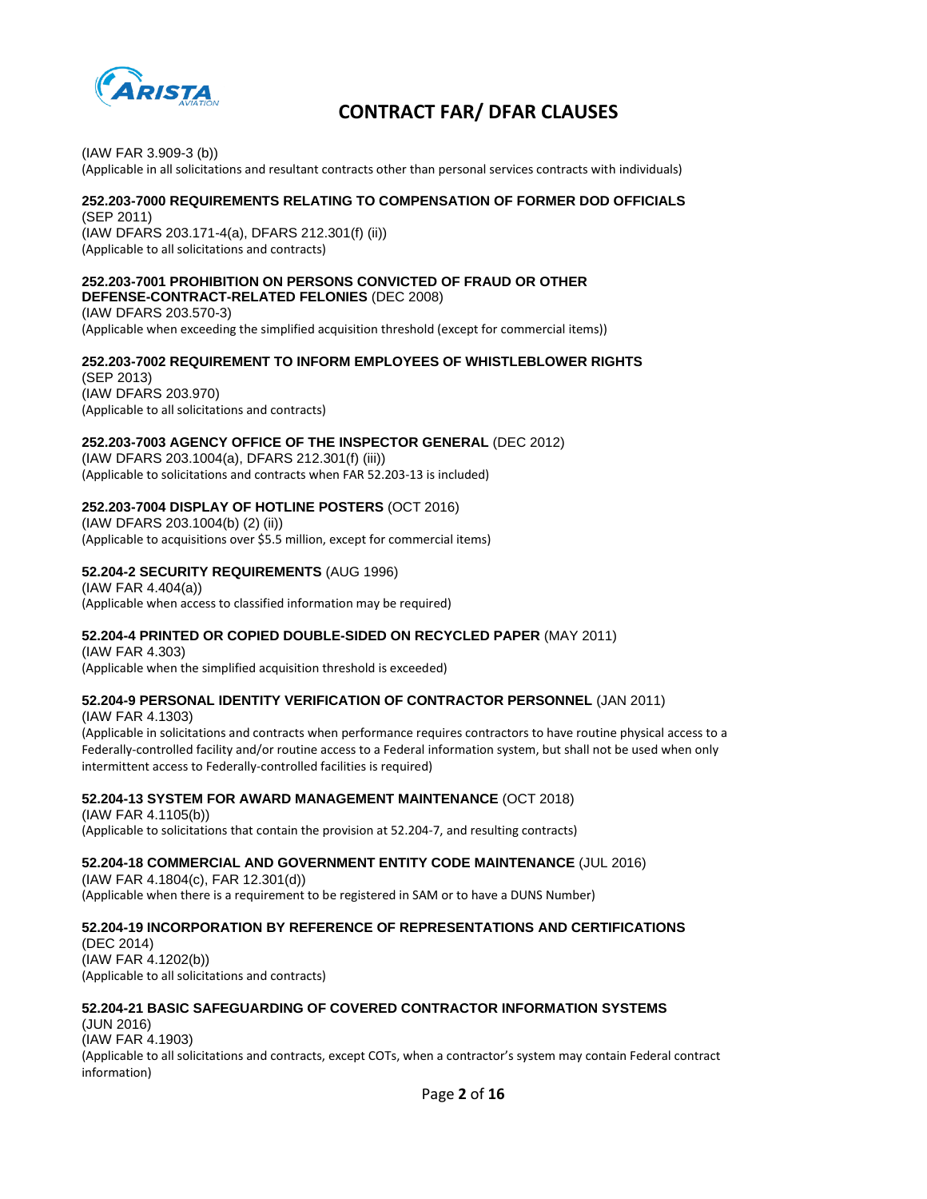(IAW FAR 3.909-3 (b))
(Applicable in all solicitations and resultant contracts other than personal services contracts with individuals)

**252.203-7000 REQUIREMENTS RELATING TO COMPENSATION OF FORMER DOD OFFICIALS**
(SEP 2011)
(IAW DFARS 203.171-4(a), DFARS 212.301(f) (ii))
(Applicable to all solicitations and contracts)

**252.203-7001 PROHIBITION ON PERSONS CONVICTED OF FRAUD OR OTHER DEFENSE-CONTRACT-RELATED FELONIES** (DEC 2008)
(IAW DFARS 203.570-3)
(Applicable when exceeding the simplified acquisition threshold (except for commercial items))

**252.203-7002 REQUIREMENT TO INFORM EMPLOYEES OF WHISTLEBLOWER RIGHTS**
(SEP 2013)
(IAW DFARS 203.970)
(Applicable to all solicitations and contracts)

**252.203-7003 AGENCY OFFICE OF THE INSPECTOR GENERAL** (DEC 2012)
(IAW DFARS 203.1004(a), DFARS 212.301(f) (iii))
(Applicable to solicitations and contracts when FAR 52.203-13 is included)

**252.203-7004 DISPLAY OF HOTLINE POSTERS** (OCT 2016)
(IAW DFARS 203.1004(b) (2) (ii))
(Applicable to acquisitions over $5.5 million, except for commercial items)

**52.204-2 SECURITY REQUIREMENTS** (AUG 1996)
(IAW FAR 4.404(a))
(Applicable when access to classified information may be required)

**52.204-4 PRINTED OR COPIED DOUBLE-SIDED ON RECYCLED PAPER** (MAY 2011)
(IAW FAR 4.303)
(Applicable when the simplified acquisition threshold is exceeded)

**52.204-9 PERSONAL IDENTITY VERIFICATION OF CONTRACTOR PERSONNEL** (JAN 2011)
(IAW FAR 4.1303)
(Applicable in solicitations and contracts when performance requires contractors to have routine physical access to a Federally-controlled facility and/or routine access to a Federal information system, but shall not be used when only intermittent access to Federally-controlled facilities is required)

**52.204-13 SYSTEM FOR AWARD MANAGEMENT MAINTENANCE** (OCT 2018)
(IAW FAR 4.1105(b))
(Applicable to solicitations that contain the provision at 52.204-7, and resulting contracts)

**52.204-18 COMMERCIAL AND GOVERNMENT ENTITY CODE MAINTENANCE** (JUL 2016)
(IAW FAR 4.1804(c), FAR 12.301(d))
(Applicable when there is a requirement to be registered in SAM or to have a DUNS Number)

**52.204-19 INCORPORATION BY REFERENCE OF REPRESENTATIONS AND CERTIFICATIONS**
(DEC 2014)
(IAW FAR 4.1202(b))
(Applicable to all solicitations and contracts)

**52.204-21 BASIC SAFEGUARDING OF COVERED CONTRACTOR INFORMATION SYSTEMS**
(JUN 2016)
(IAW FAR 4.1903)
(Applicable to all solicitations and contracts, except COTs, when a contractor's system may contain Federal contract information)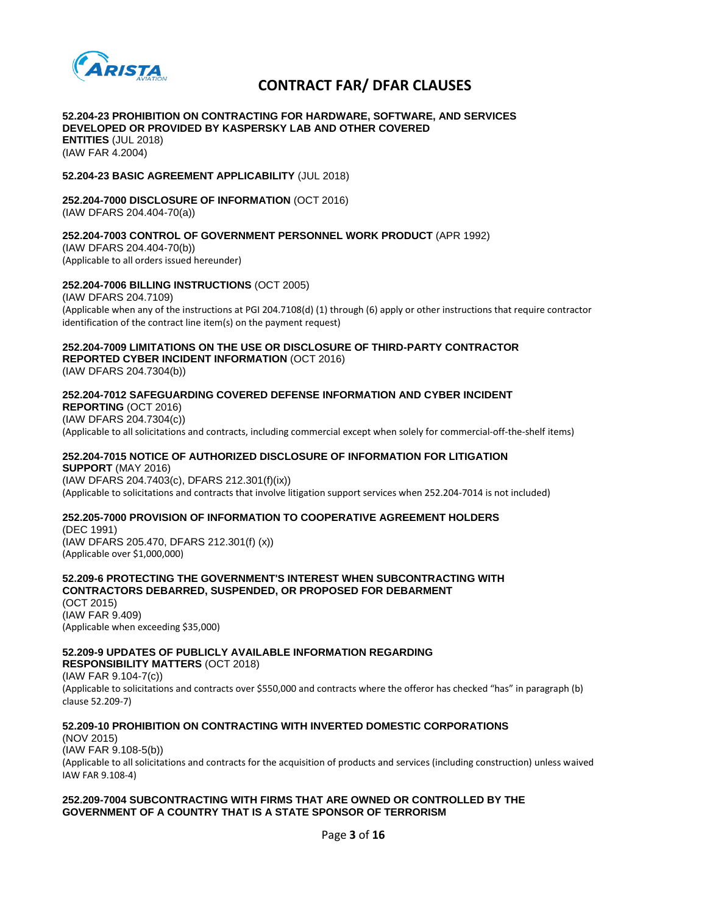# CONTRACT FAR/ DFAR CLAUSES

**52.204-23 PROHIBITION ON CONTRACTING FOR HARDWARE, SOFTWARE, AND SERVICES DEVELOPED OR PROVIDED BY KASPERSKY LAB AND OTHER COVERED ENTITIES** (JUL 2018)
(IAW FAR 4.2004)

**52.204-23 BASIC AGREEMENT APPLICABILITY** (JUL 2018)

**252.204-7000 DISCLOSURE OF INFORMATION** (OCT 2016)
(IAW DFARS 204.404-70(a))

**252.204-7003 CONTROL OF GOVERNMENT PERSONNEL WORK PRODUCT** (APR 1992)
(IAW DFARS 204.404-70(b))
(Applicable to all orders issued hereunder)

**252.204-7006 BILLING INSTRUCTIONS** (OCT 2005)
(IAW DFARS 204.7109)
(Applicable when any of the instructions at PGI 204.7108(d) (1) through (6) apply or other instructions that require contractor identification of the contract line item(s) on the payment request)

**252.204-7009 LIMITATIONS ON THE USE OR DISCLOSURE OF THIRD-PARTY CONTRACTOR REPORTED CYBER INCIDENT INFORMATION** (OCT 2016)
(IAW DFARS 204.7304(b))

**252.204-7012 SAFEGUARDING COVERED DEFENSE INFORMATION AND CYBER INCIDENT REPORTING** (OCT 2016)
(IAW DFARS 204.7304(c))
(Applicable to all solicitations and contracts, including commercial except when solely for commercial-off-the-shelf items)

**252.204-7015 NOTICE OF AUTHORIZED DISCLOSURE OF INFORMATION FOR LITIGATION SUPPORT** (MAY 2016)
(IAW DFARS 204.7403(c), DFARS 212.301(f)(ix))
(Applicable to solicitations and contracts that involve litigation support services when 252.204-7014 is not included)

**252.205-7000 PROVISION OF INFORMATION TO COOPERATIVE AGREEMENT HOLDERS** (DEC 1991)
(IAW DFARS 205.470, DFARS 212.301(f) (x))
(Applicable over $1,000,000)

**52.209-6 PROTECTING THE GOVERNMENT'S INTEREST WHEN SUBCONTRACTING WITH CONTRACTORS DEBARRED, SUSPENDED, OR PROPOSED FOR DEBARMENT** (OCT 2015)
(IAW FAR 9.409)
(Applicable when exceeding $35,000)

**52.209-9 UPDATES OF PUBLICLY AVAILABLE INFORMATION REGARDING RESPONSIBILITY MATTERS** (OCT 2018)
(IAW FAR 9.104-7(c))
(Applicable to solicitations and contracts over $550,000 and contracts where the offeror has checked "has" in paragraph (b) clause 52.209-7)

**52.209-10 PROHIBITION ON CONTRACTING WITH INVERTED DOMESTIC CORPORATIONS** (NOV 2015)
(IAW FAR 9.108-5(b))
(Applicable to all solicitations and contracts for the acquisition of products and services (including construction) unless waived IAW FAR 9.108-4)

**252.209-7004 SUBCONTRACTING WITH FIRMS THAT ARE OWNED OR CONTROLLED BY THE GOVERNMENT OF A COUNTRY THAT IS A STATE SPONSOR OF TERRORISM**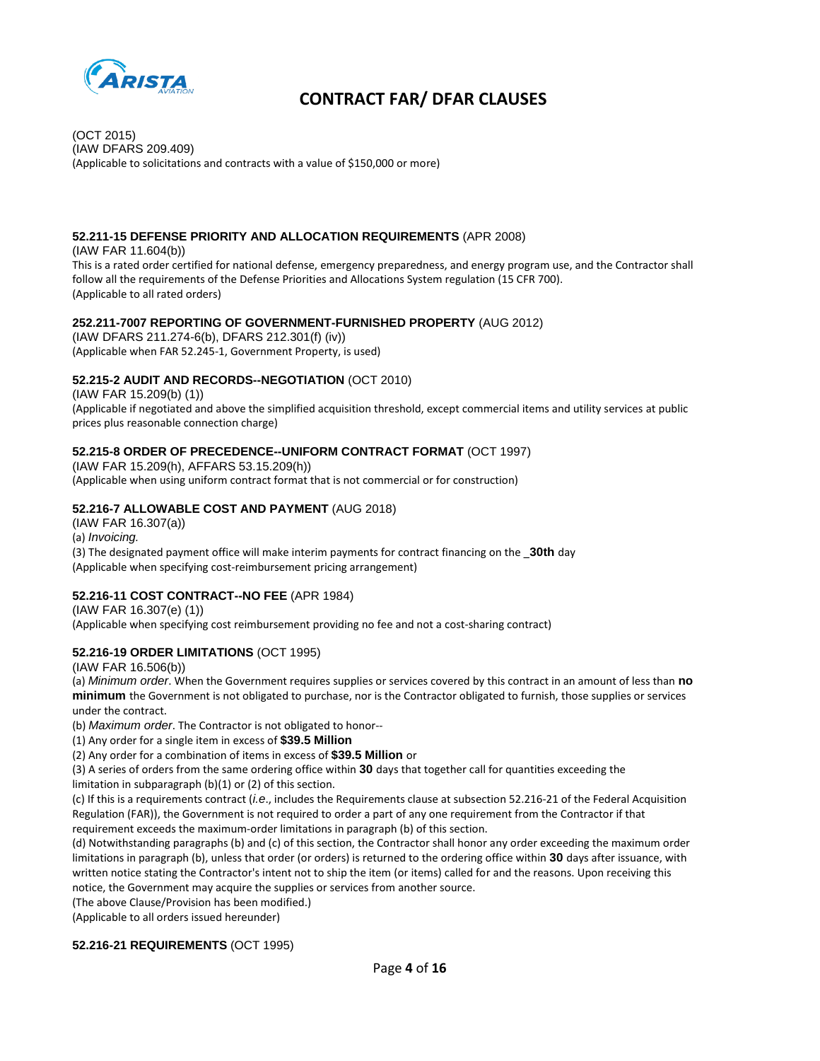(OCT 2015)
(IAW DFARS 209.409)
(Applicable to solicitations and contracts with a value of $150,000 or more)

**52.211-15 DEFENSE PRIORITY AND ALLOCATION REQUIREMENTS** (APR 2008)
(IAW FAR 11.604(b))
This is a rated order certified for national defense, emergency preparedness, and energy program use, and the Contractor shall follow all the requirements of the Defense Priorities and Allocations System regulation (15 CFR 700).
(Applicable to all rated orders)

**252.211-7007 REPORTING OF GOVERNMENT-FURNISHED PROPERTY** (AUG 2012)
(IAW DFARS 211.274-6(b), DFARS 212.301(f) (iv))
(Applicable when FAR 52.245-1, Government Property, is used)

**52.215-2 AUDIT AND RECORDS--NEGOTIATION** (OCT 2010)
(IAW FAR 15.209(b) (1))
(Applicable if negotiated and above the simplified acquisition threshold, except commercial items and utility services at public prices plus reasonable connection charge)

**52.215-8 ORDER OF PRECEDENCE--UNIFORM CONTRACT FORMAT** (OCT 1997)
(IAW FAR 15.209(h), AFFARS 53.15.209(h))
(Applicable when using uniform contract format that is not commercial or for construction)

**52.216-7 ALLOWABLE COST AND PAYMENT** (AUG 2018)
(IAW FAR 16.307(a))
(a) *Invoicing.*
(3) The designated payment office will make interim payments for contract financing on the _**30th** day
(Applicable when specifying cost-reimbursement pricing arrangement)

**52.216-11 COST CONTRACT--NO FEE** (APR 1984)
(IAW FAR 16.307(e) (1))
(Applicable when specifying cost reimbursement providing no fee and not a cost-sharing contract)

**52.216-19 ORDER LIMITATIONS** (OCT 1995)
(IAW FAR 16.506(b))
(a) *Minimum order*. When the Government requires supplies or services covered by this contract in an amount of less than **no minimum** the Government is not obligated to purchase, nor is the Contractor obligated to furnish, those supplies or services under the contract.
(b) *Maximum order*. The Contractor is not obligated to honor--
(1) Any order for a single item in excess of **$39.5 Million**
(2) Any order for a combination of items in excess of **$39.5 Million** or
(3) A series of orders from the same ordering office within **30** days that together call for quantities exceeding the limitation in subparagraph (b)(1) or (2) of this section.
(c) If this is a requirements contract (*i.e*., includes the Requirements clause at subsection 52.216-21 of the Federal Acquisition Regulation (FAR)), the Government is not required to order a part of any one requirement from the Contractor if that requirement exceeds the maximum-order limitations in paragraph (b) of this section.
(d) Notwithstanding paragraphs (b) and (c) of this section, the Contractor shall honor any order exceeding the maximum order limitations in paragraph (b), unless that order (or orders) is returned to the ordering office within **30** days after issuance, with written notice stating the Contractor's intent not to ship the item (or items) called for and the reasons. Upon receiving this notice, the Government may acquire the supplies or services from another source.
(The above Clause/Provision has been modified.)
(Applicable to all orders issued hereunder)

**52.216-21 REQUIREMENTS** (OCT 1995)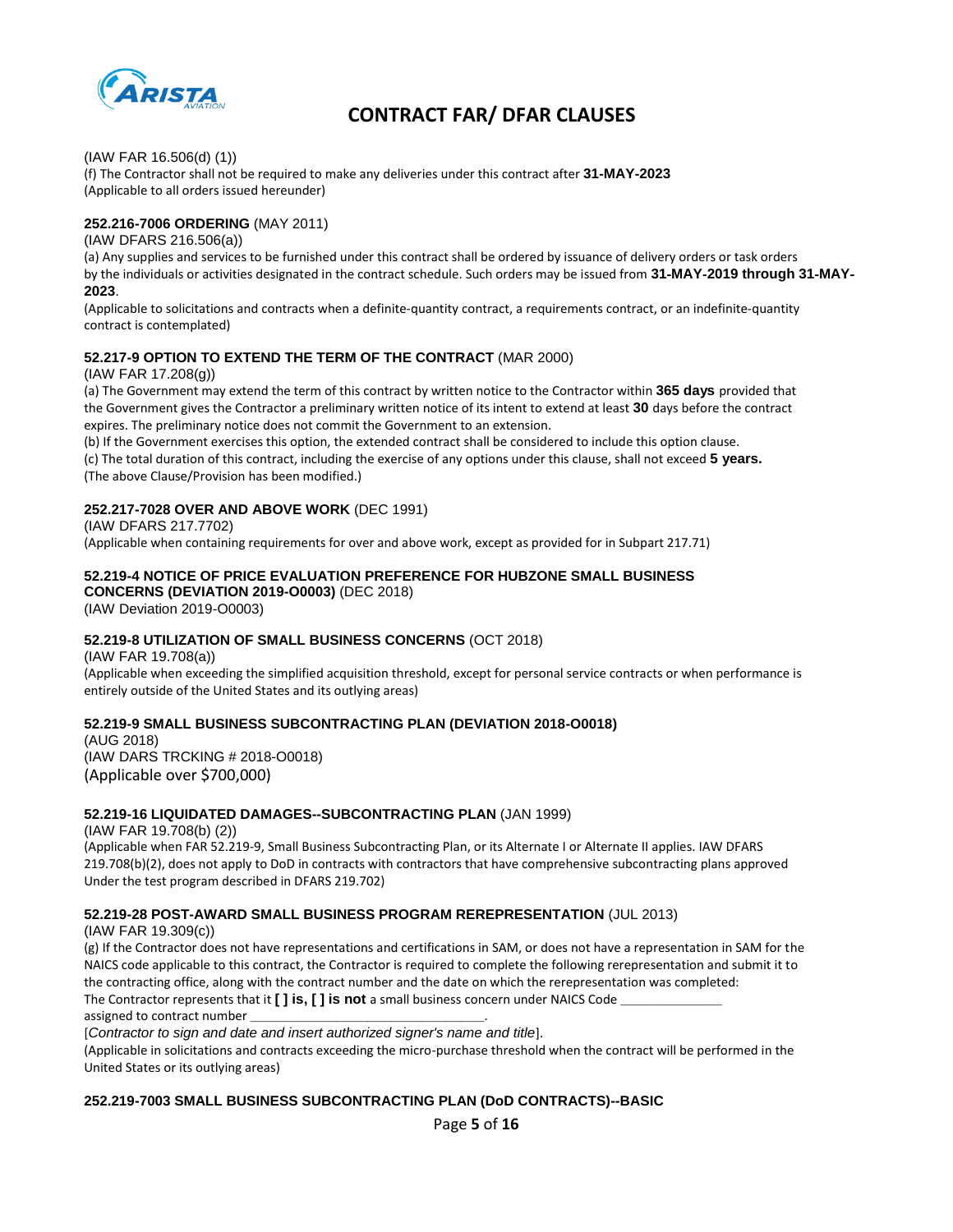(IAW FAR 16.506(d) (1))
(f) The Contractor shall not be required to make any deliveries under this contract after **31-MAY-2023**
(Applicable to all orders issued hereunder)

**252.216-7006 ORDERING** (MAY 2011)
(IAW DFARS 216.506(a))
(a) Any supplies and services to be furnished under this contract shall be ordered by issuance of delivery orders or task orders by the individuals or activities designated in the contract schedule. Such orders may be issued from **31-MAY-2019 through 31-MAY-2023**.
(Applicable to solicitations and contracts when a definite-quantity contract, a requirements contract, or an indefinite-quantity contract is contemplated)

**52.217-9 OPTION TO EXTEND THE TERM OF THE CONTRACT** (MAR 2000)
(IAW FAR 17.208(g))
(a) The Government may extend the term of this contract by written notice to the Contractor within **365 days** provided that the Government gives the Contractor a preliminary written notice of its intent to extend at least **30** days before the contract expires. The preliminary notice does not commit the Government to an extension.
(b) If the Government exercises this option, the extended contract shall be considered to include this option clause.
(c) The total duration of this contract, including the exercise of any options under this clause, shall not exceed **5 years.**
(The above Clause/Provision has been modified.)

**252.217-7028 OVER AND ABOVE WORK** (DEC 1991)
(IAW DFARS 217.7702)
(Applicable when containing requirements for over and above work, except as provided for in Subpart 217.71)

**52.219-4 NOTICE OF PRICE EVALUATION PREFERENCE FOR HUBZONE SMALL BUSINESS CONCERNS (DEVIATION 2019-O0003)** (DEC 2018)
(IAW Deviation 2019-O0003)

**52.219-8 UTILIZATION OF SMALL BUSINESS CONCERNS** (OCT 2018)
(IAW FAR 19.708(a))
(Applicable when exceeding the simplified acquisition threshold, except for personal service contracts or when performance is entirely outside of the United States and its outlying areas)

**52.219-9 SMALL BUSINESS SUBCONTRACTING PLAN (DEVIATION 2018-O0018)**
(AUG 2018)
(IAW DARS TRCKING # 2018-O0018)
(Applicable over $700,000)

**52.219-16 LIQUIDATED DAMAGES--SUBCONTRACTING PLAN** (JAN 1999)
(IAW FAR 19.708(b) (2))
(Applicable when FAR 52.219-9, Small Business Subcontracting Plan, or its Alternate I or Alternate II applies. IAW DFARS 219.708(b)(2), does not apply to DoD in contracts with contractors that have comprehensive subcontracting plans approved Under the test program described in DFARS 219.702)

**52.219-28 POST-AWARD SMALL BUSINESS PROGRAM REREPRESENTATION** (JUL 2013)
(IAW FAR 19.309(c))
(g) If the Contractor does not have representations and certifications in SAM, or does not have a representation in SAM for the NAICS code applicable to this contract, the Contractor is required to complete the following rerepresentation and submit it to the contracting office, along with the contract number and the date on which the rerepresentation was completed:
The Contractor represents that it **[ ] is, [ ] is not** a small business concern under NAICS Code ______________ assigned to contract number ________________________________.
[*Contractor to sign and date and insert authorized signer's name and title*].
(Applicable in solicitations and contracts exceeding the micro-purchase threshold when the contract will be performed in the United States or its outlying areas)

**252.219-7003 SMALL BUSINESS SUBCONTRACTING PLAN (DoD CONTRACTS)--BASIC**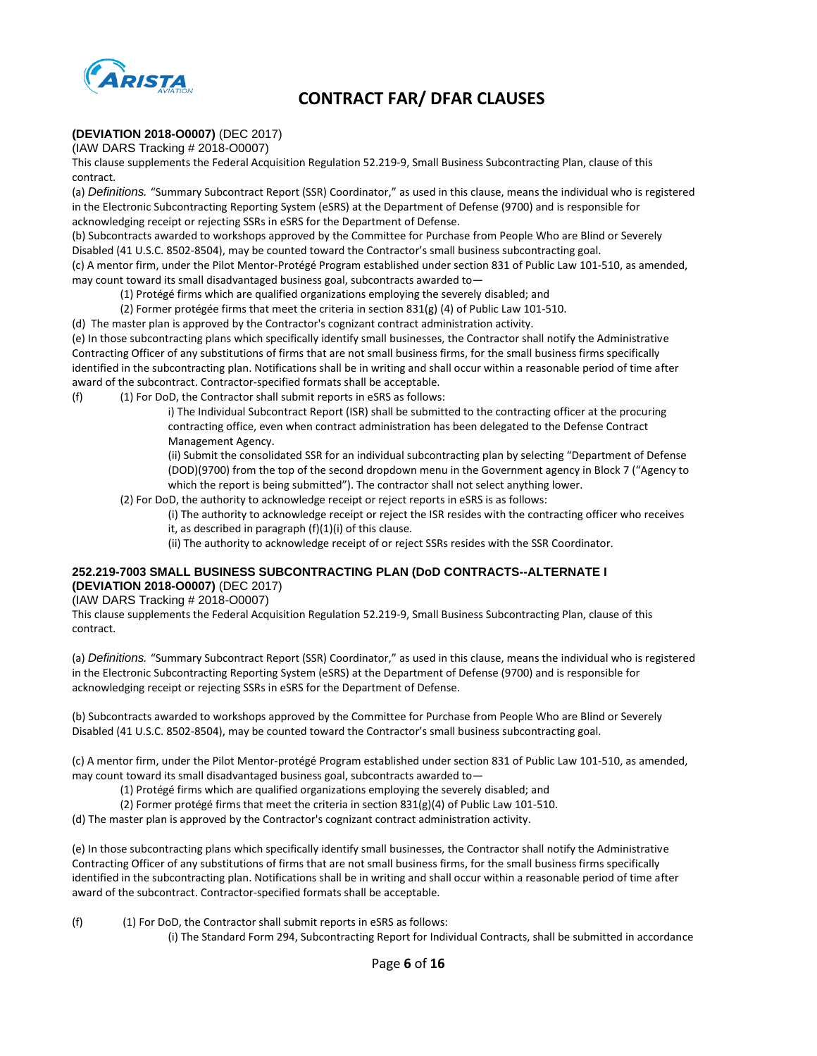**(DEVIATION 2018-O0007)** (DEC 2017)

(IAW DARS Tracking # 2018-O0007)

This clause supplements the Federal Acquisition Regulation 52.219-9, Small Business Subcontracting Plan, clause of this contract.

(a) *Definitions.* "Summary Subcontract Report (SSR) Coordinator," as used in this clause, means the individual who is registered in the Electronic Subcontracting Reporting System (eSRS) at the Department of Defense (9700) and is responsible for acknowledging receipt or rejecting SSRs in eSRS for the Department of Defense.

(b) Subcontracts awarded to workshops approved by the Committee for Purchase from People Who are Blind or Severely Disabled (41 U.S.C. 8502-8504), may be counted toward the Contractor's small business subcontracting goal.

(c) A mentor firm, under the Pilot Mentor-Protégé Program established under section 831 of Public Law 101-510, as amended, may count toward its small disadvantaged business goal, subcontracts awarded to—

(1) Protégé firms which are qualified organizations employing the severely disabled; and

(2) Former protégée firms that meet the criteria in section 831(g) (4) of Public Law 101-510.

(d) The master plan is approved by the Contractor's cognizant contract administration activity.

(e) In those subcontracting plans which specifically identify small businesses, the Contractor shall notify the Administrative Contracting Officer of any substitutions of firms that are not small business firms, for the small business firms specifically identified in the subcontracting plan. Notifications shall be in writing and shall occur within a reasonable period of time after award of the subcontract. Contractor-specified formats shall be acceptable.

(f) (1) For DoD, the Contractor shall submit reports in eSRS as follows:

i) The Individual Subcontract Report (ISR) shall be submitted to the contracting officer at the procuring contracting office, even when contract administration has been delegated to the Defense Contract Management Agency.

(ii) Submit the consolidated SSR for an individual subcontracting plan by selecting "Department of Defense (DOD)(9700) from the top of the second dropdown menu in the Government agency in Block 7 ("Agency to which the report is being submitted"). The contractor shall not select anything lower.

(2) For DoD, the authority to acknowledge receipt or reject reports in eSRS is as follows:

(i) The authority to acknowledge receipt or reject the ISR resides with the contracting officer who receives it, as described in paragraph (f)(1)(i) of this clause.

(ii) The authority to acknowledge receipt of or reject SSRs resides with the SSR Coordinator.

### 252.219-7003 SMALL BUSINESS SUBCONTRACTING PLAN (DoD CONTRACTS--ALTERNATE I (DEVIATION 2018-O0007) (DEC 2017)

(IAW DARS Tracking # 2018-O0007)

This clause supplements the Federal Acquisition Regulation 52.219-9, Small Business Subcontracting Plan, clause of this contract.

(a) *Definitions.* "Summary Subcontract Report (SSR) Coordinator," as used in this clause, means the individual who is registered in the Electronic Subcontracting Reporting System (eSRS) at the Department of Defense (9700) and is responsible for acknowledging receipt or rejecting SSRs in eSRS for the Department of Defense.

(b) Subcontracts awarded to workshops approved by the Committee for Purchase from People Who are Blind or Severely Disabled (41 U.S.C. 8502-8504), may be counted toward the Contractor's small business subcontracting goal.

(c) A mentor firm, under the Pilot Mentor-protégé Program established under section 831 of Public Law 101-510, as amended, may count toward its small disadvantaged business goal, subcontracts awarded to—

(1) Protégé firms which are qualified organizations employing the severely disabled; and

(2) Former protégé firms that meet the criteria in section 831(g)(4) of Public Law 101-510.

(d) The master plan is approved by the Contractor's cognizant contract administration activity.

(e) In those subcontracting plans which specifically identify small businesses, the Contractor shall notify the Administrative Contracting Officer of any substitutions of firms that are not small business firms, for the small business firms specifically identified in the subcontracting plan. Notifications shall be in writing and shall occur within a reasonable period of time after award of the subcontract. Contractor-specified formats shall be acceptable.

(f) (1) For DoD, the Contractor shall submit reports in eSRS as follows:

(i) The Standard Form 294, Subcontracting Report for Individual Contracts, shall be submitted in accordance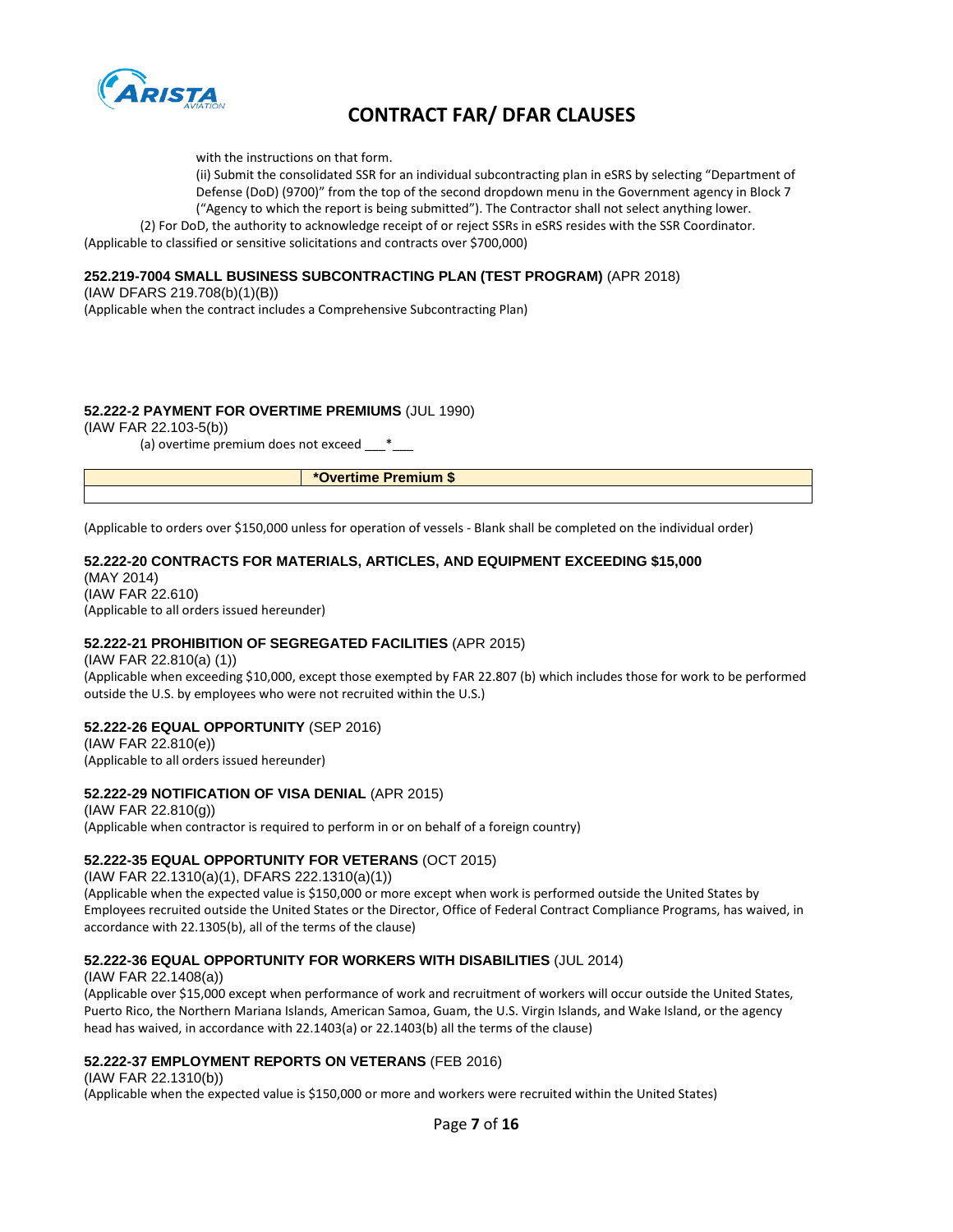with the instructions on that form.

(ii) Submit the consolidated SSR for an individual subcontracting plan in eSRS by selecting "Department of Defense (DoD) (9700)" from the top of the second dropdown menu in the Government agency in Block 7 ("Agency to which the report is being submitted"). The Contractor shall not select anything lower.

(2) For DoD, the authority to acknowledge receipt of or reject SSRs in eSRS resides with the SSR Coordinator.

(Applicable to classified or sensitive solicitations and contracts over $700,000)

**252.219-7004 SMALL BUSINESS SUBCONTRACTING PLAN (TEST PROGRAM)** (APR 2018)
(IAW DFARS 219.708(b)(1)(B))
(Applicable when the contract includes a Comprehensive Subcontracting Plan)

**52.222-2 PAYMENT FOR OVERTIME PREMIUMS** (JUL 1990)
(IAW FAR 22.103-5(b))

(a) overtime premium does not exceed ___*___

| | **\*Overtime Premium $** |
|---|---|
| | |

(Applicable to orders over $150,000 unless for operation of vessels - Blank shall be completed on the individual order)

**52.222-20 CONTRACTS FOR MATERIALS, ARTICLES, AND EQUIPMENT EXCEEDING $15,000**
(MAY 2014)
(IAW FAR 22.610)
(Applicable to all orders issued hereunder)

**52.222-21 PROHIBITION OF SEGREGATED FACILITIES** (APR 2015)
(IAW FAR 22.810(a) (1))
(Applicable when exceeding $10,000, except those exempted by FAR 22.807 (b) which includes those for work to be performed outside the U.S. by employees who were not recruited within the U.S.)

**52.222-26 EQUAL OPPORTUNITY** (SEP 2016)
(IAW FAR 22.810(e))
(Applicable to all orders issued hereunder)

**52.222-29 NOTIFICATION OF VISA DENIAL** (APR 2015)
(IAW FAR 22.810(g))
(Applicable when contractor is required to perform in or on behalf of a foreign country)

**52.222-35 EQUAL OPPORTUNITY FOR VETERANS** (OCT 2015)
(IAW FAR 22.1310(a)(1), DFARS 222.1310(a)(1))
(Applicable when the expected value is $150,000 or more except when work is performed outside the United States by Employees recruited outside the United States or the Director, Office of Federal Contract Compliance Programs, has waived, in accordance with 22.1305(b), all of the terms of the clause)

**52.222-36 EQUAL OPPORTUNITY FOR WORKERS WITH DISABILITIES** (JUL 2014)
(IAW FAR 22.1408(a))
(Applicable over $15,000 except when performance of work and recruitment of workers will occur outside the United States, Puerto Rico, the Northern Mariana Islands, American Samoa, Guam, the U.S. Virgin Islands, and Wake Island, or the agency head has waived, in accordance with 22.1403(a) or 22.1403(b) all the terms of the clause)

**52.222-37 EMPLOYMENT REPORTS ON VETERANS** (FEB 2016)
(IAW FAR 22.1310(b))
(Applicable when the expected value is $150,000 or more and workers were recruited within the United States)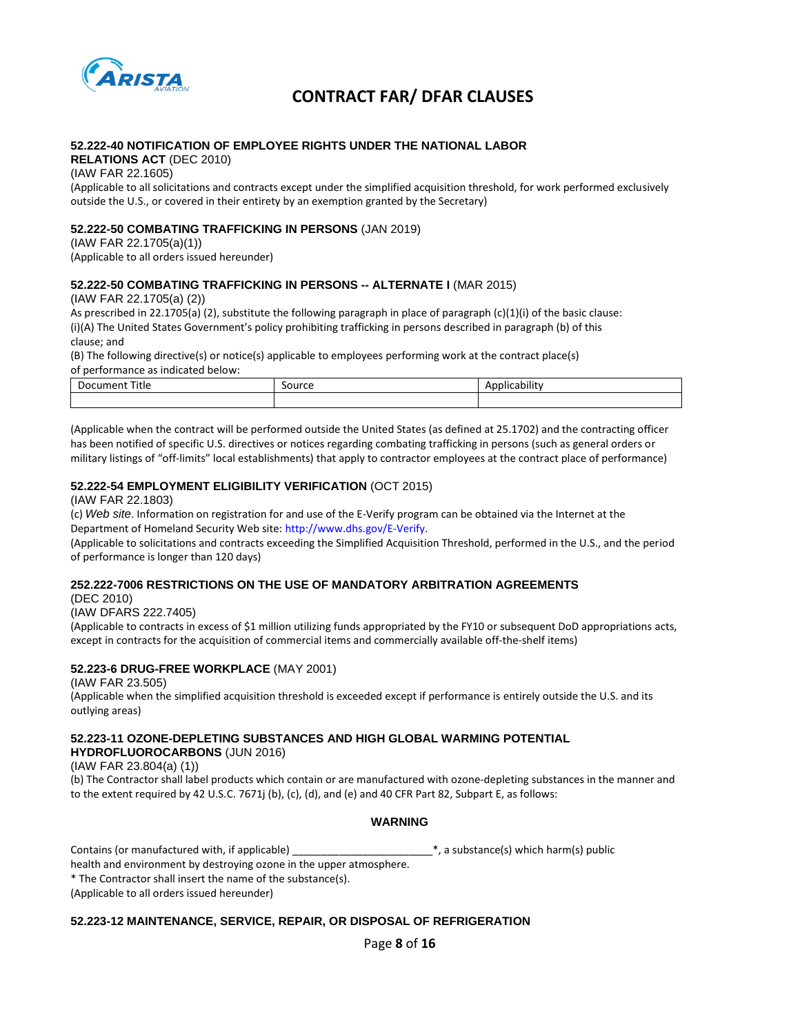**52.222-40 NOTIFICATION OF EMPLOYEE RIGHTS UNDER THE NATIONAL LABOR RELATIONS ACT** (DEC 2010)
(IAW FAR 22.1605)
(Applicable to all solicitations and contracts except under the simplified acquisition threshold, for work performed exclusively outside the U.S., or covered in their entirety by an exemption granted by the Secretary)

**52.222-50 COMBATING TRAFFICKING IN PERSONS** (JAN 2019)
(IAW FAR 22.1705(a)(1))
(Applicable to all orders issued hereunder)

**52.222-50 COMBATING TRAFFICKING IN PERSONS -- ALTERNATE I** (MAR 2015)
(IAW FAR 22.1705(a) (2))
As prescribed in 22.1705(a) (2), substitute the following paragraph in place of paragraph (c)(1)(i) of the basic clause:
(i)(A) The United States Government's policy prohibiting trafficking in persons described in paragraph (b) of this clause; and
(B) The following directive(s) or notice(s) applicable to employees performing work at the contract place(s) of performance as indicated below:

| Document Title | Source | Applicability |
|---|---|---|
| | | |

(Applicable when the contract will be performed outside the United States (as defined at 25.1702) and the contracting officer has been notified of specific U.S. directives or notices regarding combating trafficking in persons (such as general orders or military listings of "off-limits" local establishments) that apply to contractor employees at the contract place of performance)

**52.222-54 EMPLOYMENT ELIGIBILITY VERIFICATION** (OCT 2015)
(IAW FAR 22.1803)
(c) *Web site*. Information on registration for and use of the E-Verify program can be obtained via the Internet at the Department of Homeland Security Web site: http://www.dhs.gov/E-Verify.
(Applicable to solicitations and contracts exceeding the Simplified Acquisition Threshold, performed in the U.S., and the period of performance is longer than 120 days)

**252.222-7006 RESTRICTIONS ON THE USE OF MANDATORY ARBITRATION AGREEMENTS**
(DEC 2010)
(IAW DFARS 222.7405)
(Applicable to contracts in excess of $1 million utilizing funds appropriated by the FY10 or subsequent DoD appropriations acts, except in contracts for the acquisition of commercial items and commercially available off-the-shelf items)

**52.223-6 DRUG-FREE WORKPLACE** (MAY 2001)
(IAW FAR 23.505)
(Applicable when the simplified acquisition threshold is exceeded except if performance is entirely outside the U.S. and its outlying areas)

**52.223-11 OZONE-DEPLETING SUBSTANCES AND HIGH GLOBAL WARMING POTENTIAL HYDROFLUOROCARBONS** (JUN 2016)
(IAW FAR 23.804(a) (1))
(b) The Contractor shall label products which contain or are manufactured with ozone-depleting substances in the manner and to the extent required by 42 U.S.C. 7671j (b), (c), (d), and (e) and 40 CFR Part 82, Subpart E, as follows:

**WARNING**

Contains (or manufactured with, if applicable) ________________________*, a substance(s) which harm(s) public health and environment by destroying ozone in the upper atmosphere.
* The Contractor shall insert the name of the substance(s).
(Applicable to all orders issued hereunder)

**52.223-12 MAINTENANCE, SERVICE, REPAIR, OR DISPOSAL OF REFRIGERATION**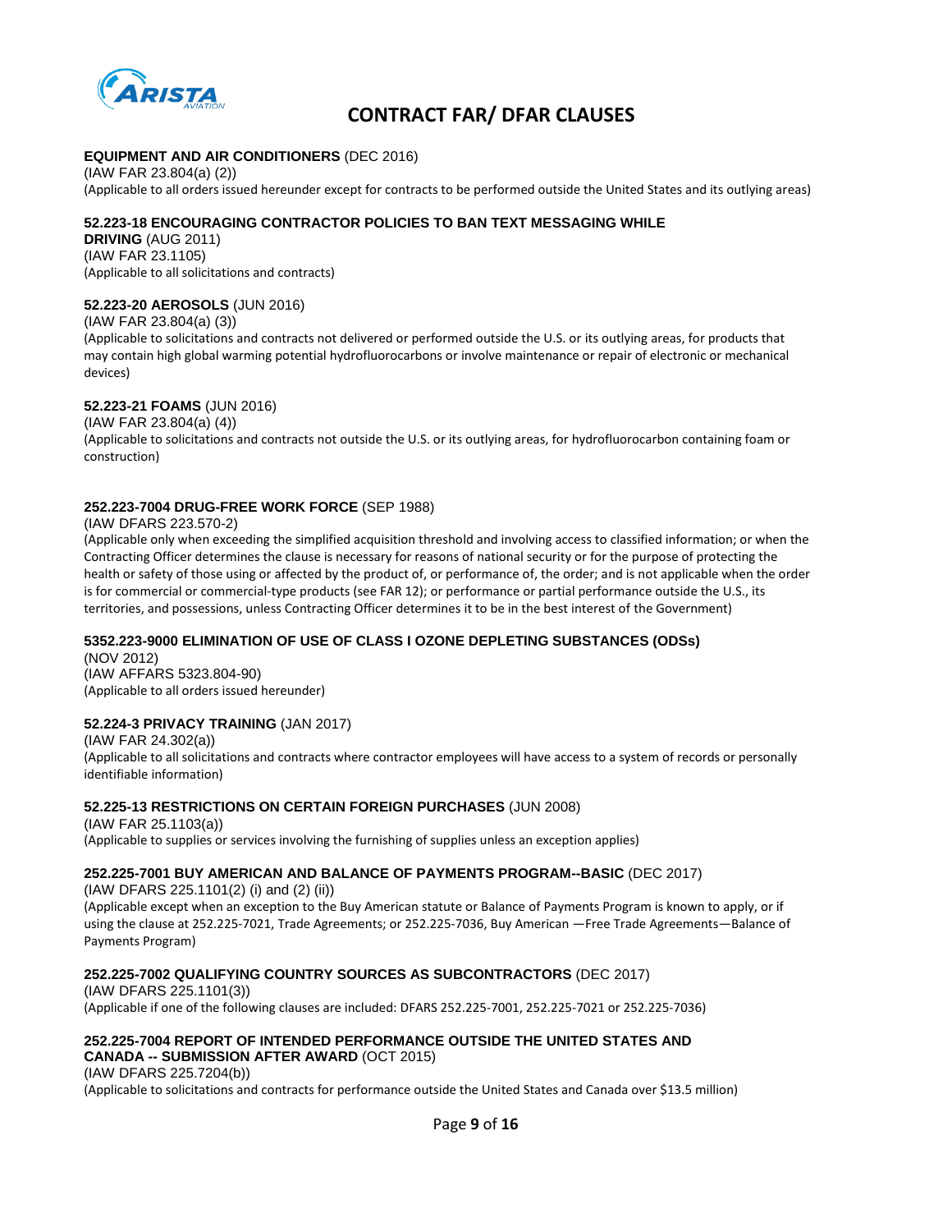# CONTRACT FAR/ DFAR CLAUSES

**EQUIPMENT AND AIR CONDITIONERS** (DEC 2016)
(IAW FAR 23.804(a) (2))
(Applicable to all orders issued hereunder except for contracts to be performed outside the United States and its outlying areas)

**52.223-18 ENCOURAGING CONTRACTOR POLICIES TO BAN TEXT MESSAGING WHILE DRIVING** (AUG 2011)
(IAW FAR 23.1105)
(Applicable to all solicitations and contracts)

**52.223-20 AEROSOLS** (JUN 2016)
(IAW FAR 23.804(a) (3))
(Applicable to solicitations and contracts not delivered or performed outside the U.S. or its outlying areas, for products that may contain high global warming potential hydrofluorocarbons or involve maintenance or repair of electronic or mechanical devices)

**52.223-21 FOAMS** (JUN 2016)
(IAW FAR 23.804(a) (4))
(Applicable to solicitations and contracts not outside the U.S. or its outlying areas, for hydrofluorocarbon containing foam or construction)

**252.223-7004 DRUG-FREE WORK FORCE** (SEP 1988)
(IAW DFARS 223.570-2)
(Applicable only when exceeding the simplified acquisition threshold and involving access to classified information; or when the Contracting Officer determines the clause is necessary for reasons of national security or for the purpose of protecting the health or safety of those using or affected by the product of, or performance of, the order; and is not applicable when the order is for commercial or commercial-type products (see FAR 12); or performance or partial performance outside the U.S., its territories, and possessions, unless Contracting Officer determines it to be in the best interest of the Government)

**5352.223-9000 ELIMINATION OF USE OF CLASS I OZONE DEPLETING SUBSTANCES (ODSs)** (NOV 2012)
(IAW AFFARS 5323.804-90)
(Applicable to all orders issued hereunder)

**52.224-3 PRIVACY TRAINING** (JAN 2017)
(IAW FAR 24.302(a))
(Applicable to all solicitations and contracts where contractor employees will have access to a system of records or personally identifiable information)

**52.225-13 RESTRICTIONS ON CERTAIN FOREIGN PURCHASES** (JUN 2008)
(IAW FAR 25.1103(a))
(Applicable to supplies or services involving the furnishing of supplies unless an exception applies)

**252.225-7001 BUY AMERICAN AND BALANCE OF PAYMENTS PROGRAM--BASIC** (DEC 2017)
(IAW DFARS 225.1101(2) (i) and (2) (ii))
(Applicable except when an exception to the Buy American statute or Balance of Payments Program is known to apply, or if using the clause at 252.225-7021, Trade Agreements; or 252.225-7036, Buy American —Free Trade Agreements—Balance of Payments Program)

**252.225-7002 QUALIFYING COUNTRY SOURCES AS SUBCONTRACTORS** (DEC 2017)
(IAW DFARS 225.1101(3))
(Applicable if one of the following clauses are included: DFARS 252.225-7001, 252.225-7021 or 252.225-7036)

**252.225-7004 REPORT OF INTENDED PERFORMANCE OUTSIDE THE UNITED STATES AND CANADA -- SUBMISSION AFTER AWARD** (OCT 2015)
(IAW DFARS 225.7204(b))
(Applicable to solicitations and contracts for performance outside the United States and Canada over $13.5 million)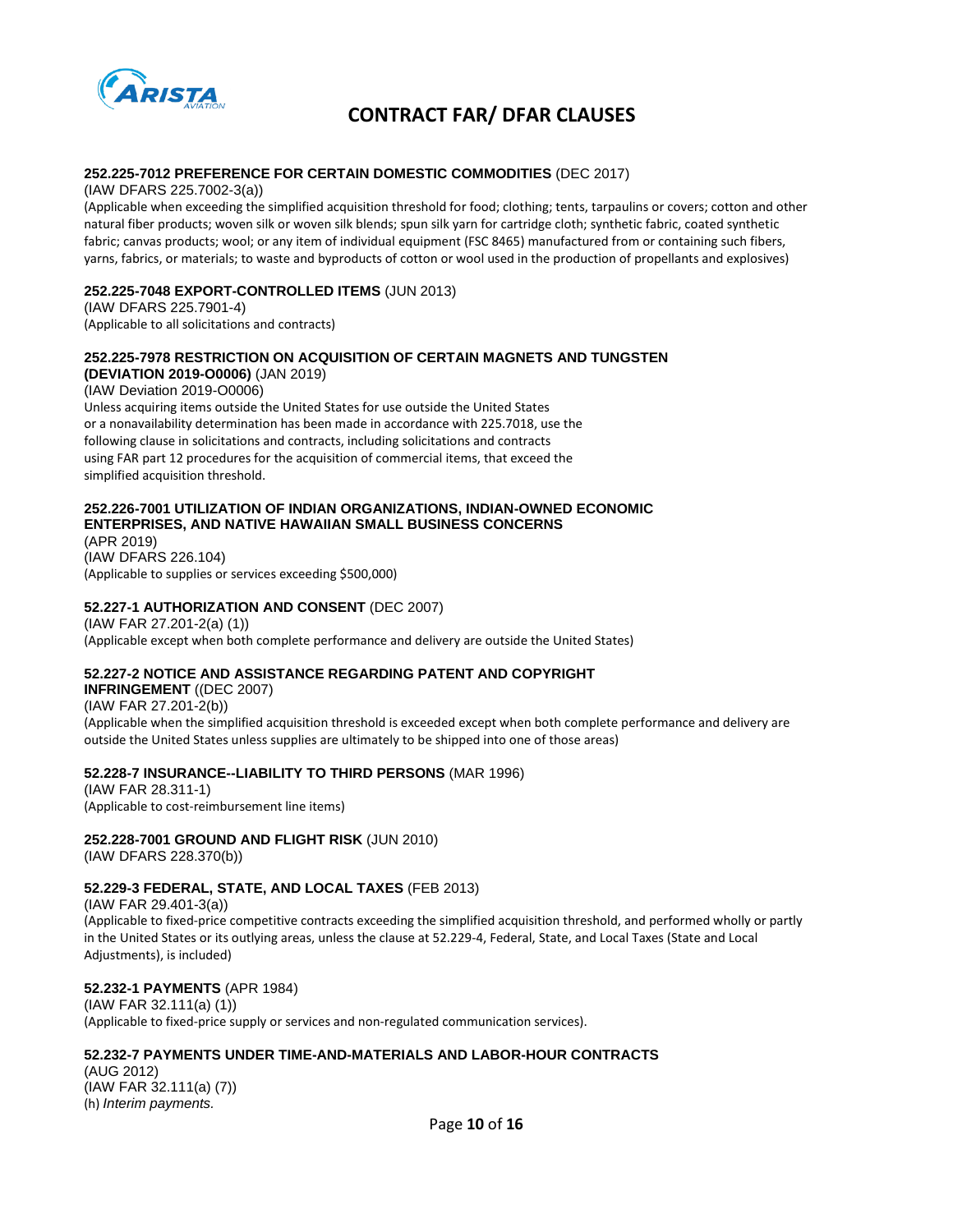# CONTRACT FAR/ DFAR CLAUSES

**252.225-7012 PREFERENCE FOR CERTAIN DOMESTIC COMMODITIES** (DEC 2017)
(IAW DFARS 225.7002-3(a))
(Applicable when exceeding the simplified acquisition threshold for food; clothing; tents, tarpaulins or covers; cotton and other natural fiber products; woven silk or woven silk blends; spun silk yarn for cartridge cloth; synthetic fabric, coated synthetic fabric; canvas products; wool; or any item of individual equipment (FSC 8465) manufactured from or containing such fibers, yarns, fabrics, or materials; to waste and byproducts of cotton or wool used in the production of propellants and explosives)

**252.225-7048 EXPORT-CONTROLLED ITEMS** (JUN 2013)
(IAW DFARS 225.7901-4)
(Applicable to all solicitations and contracts)

**252.225-7978 RESTRICTION ON ACQUISITION OF CERTAIN MAGNETS AND TUNGSTEN (DEVIATION 2019-O0006)** (JAN 2019)
(IAW Deviation 2019-O0006)
Unless acquiring items outside the United States for use outside the United States or a nonavailability determination has been made in accordance with 225.7018, use the following clause in solicitations and contracts, including solicitations and contracts using FAR part 12 procedures for the acquisition of commercial items, that exceed the simplified acquisition threshold.

**252.226-7001 UTILIZATION OF INDIAN ORGANIZATIONS, INDIAN-OWNED ECONOMIC ENTERPRISES, AND NATIVE HAWAIIAN SMALL BUSINESS CONCERNS**
(APR 2019)
(IAW DFARS 226.104)
(Applicable to supplies or services exceeding $500,000)

**52.227-1 AUTHORIZATION AND CONSENT** (DEC 2007)
(IAW FAR 27.201-2(a) (1))
(Applicable except when both complete performance and delivery are outside the United States)

**52.227-2 NOTICE AND ASSISTANCE REGARDING PATENT AND COPYRIGHT INFRINGEMENT** ((DEC 2007)
(IAW FAR 27.201-2(b))
(Applicable when the simplified acquisition threshold is exceeded except when both complete performance and delivery are outside the United States unless supplies are ultimately to be shipped into one of those areas)

**52.228-7 INSURANCE--LIABILITY TO THIRD PERSONS** (MAR 1996)
(IAW FAR 28.311-1)
(Applicable to cost-reimbursement line items)

**252.228-7001 GROUND AND FLIGHT RISK** (JUN 2010)
(IAW DFARS 228.370(b))

**52.229-3 FEDERAL, STATE, AND LOCAL TAXES** (FEB 2013)
(IAW FAR 29.401-3(a))
(Applicable to fixed-price competitive contracts exceeding the simplified acquisition threshold, and performed wholly or partly in the United States or its outlying areas, unless the clause at 52.229-4, Federal, State, and Local Taxes (State and Local Adjustments), is included)

**52.232-1 PAYMENTS** (APR 1984)
(IAW FAR 32.111(a) (1))
(Applicable to fixed-price supply or services and non-regulated communication services).

**52.232-7 PAYMENTS UNDER TIME-AND-MATERIALS AND LABOR-HOUR CONTRACTS**
(AUG 2012)
(IAW FAR 32.111(a) (7))
(h) *Interim payments.*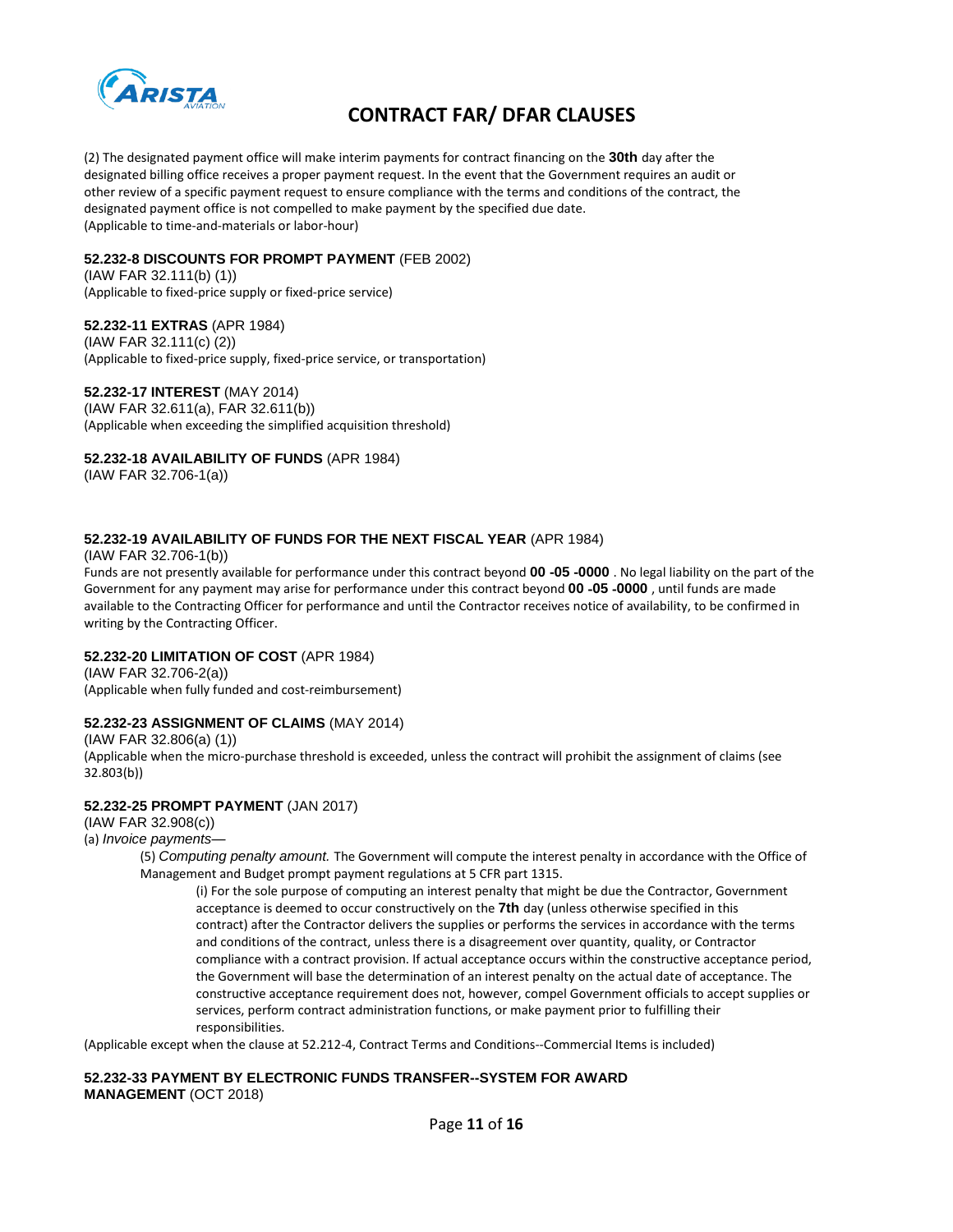(2) The designated payment office will make interim payments for contract financing on the **30th** day after the designated billing office receives a proper payment request. In the event that the Government requires an audit or other review of a specific payment request to ensure compliance with the terms and conditions of the contract, the designated payment office is not compelled to make payment by the specified due date.
(Applicable to time-and-materials or labor-hour)

**52.232-8 DISCOUNTS FOR PROMPT PAYMENT** (FEB 2002)
(IAW FAR 32.111(b) (1))
(Applicable to fixed-price supply or fixed-price service)

**52.232-11 EXTRAS** (APR 1984)
(IAW FAR 32.111(c) (2))
(Applicable to fixed-price supply, fixed-price service, or transportation)

**52.232-17 INTEREST** (MAY 2014)
(IAW FAR 32.611(a), FAR 32.611(b))
(Applicable when exceeding the simplified acquisition threshold)

**52.232-18 AVAILABILITY OF FUNDS** (APR 1984)
(IAW FAR 32.706-1(a))

**52.232-19 AVAILABILITY OF FUNDS FOR THE NEXT FISCAL YEAR** (APR 1984)
(IAW FAR 32.706-1(b))
Funds are not presently available for performance under this contract beyond **00 -05 -0000** . No legal liability on the part of the Government for any payment may arise for performance under this contract beyond **00 -05 -0000** , until funds are made available to the Contracting Officer for performance and until the Contractor receives notice of availability, to be confirmed in writing by the Contracting Officer.

**52.232-20 LIMITATION OF COST** (APR 1984)
(IAW FAR 32.706-2(a))
(Applicable when fully funded and cost-reimbursement)

**52.232-23 ASSIGNMENT OF CLAIMS** (MAY 2014)
(IAW FAR 32.806(a) (1))
(Applicable when the micro-purchase threshold is exceeded, unless the contract will prohibit the assignment of claims (see 32.803(b))

**52.232-25 PROMPT PAYMENT** (JAN 2017)
(IAW FAR 32.908(c))
(a) *Invoice payments*—

(5) *Computing penalty amount.* The Government will compute the interest penalty in accordance with the Office of Management and Budget prompt payment regulations at 5 CFR part 1315.

(i) For the sole purpose of computing an interest penalty that might be due the Contractor, Government acceptance is deemed to occur constructively on the **7th** day (unless otherwise specified in this contract) after the Contractor delivers the supplies or performs the services in accordance with the terms and conditions of the contract, unless there is a disagreement over quantity, quality, or Contractor compliance with a contract provision. If actual acceptance occurs within the constructive acceptance period, the Government will base the determination of an interest penalty on the actual date of acceptance. The constructive acceptance requirement does not, however, compel Government officials to accept supplies or services, perform contract administration functions, or make payment prior to fulfilling their responsibilities.

(Applicable except when the clause at 52.212-4, Contract Terms and Conditions--Commercial Items is included)

**52.232-33 PAYMENT BY ELECTRONIC FUNDS TRANSFER--SYSTEM FOR AWARD MANAGEMENT** (OCT 2018)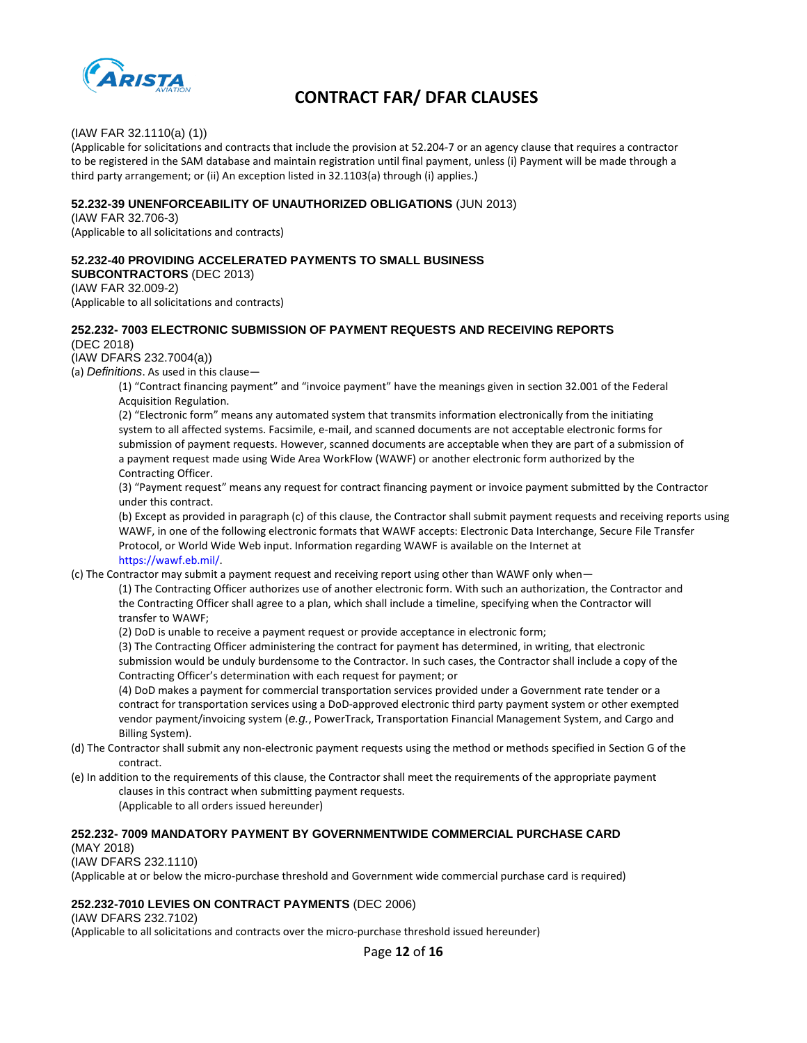(IAW FAR 32.1110(a) (1))
(Applicable for solicitations and contracts that include the provision at 52.204-7 or an agency clause that requires a contractor to be registered in the SAM database and maintain registration until final payment, unless (i) Payment will be made through a third party arrangement; or (ii) An exception listed in 32.1103(a) through (i) applies.)

**52.232-39 UNENFORCEABILITY OF UNAUTHORIZED OBLIGATIONS** (JUN 2013)
(IAW FAR 32.706-3)
(Applicable to all solicitations and contracts)

**52.232-40 PROVIDING ACCELERATED PAYMENTS TO SMALL BUSINESS SUBCONTRACTORS** (DEC 2013)
(IAW FAR 32.009-2)
(Applicable to all solicitations and contracts)

**252.232- 7003 ELECTRONIC SUBMISSION OF PAYMENT REQUESTS AND RECEIVING REPORTS** (DEC 2018)
(IAW DFARS 232.7004(a))

(a) *Definitions*. As used in this clause—

(1) "Contract financing payment" and "invoice payment" have the meanings given in section 32.001 of the Federal Acquisition Regulation.

(2) "Electronic form" means any automated system that transmits information electronically from the initiating system to all affected systems. Facsimile, e-mail, and scanned documents are not acceptable electronic forms for submission of payment requests. However, scanned documents are acceptable when they are part of a submission of a payment request made using Wide Area WorkFlow (WAWF) or another electronic form authorized by the Contracting Officer.

(3) "Payment request" means any request for contract financing payment or invoice payment submitted by the Contractor under this contract.

(b) Except as provided in paragraph (c) of this clause, the Contractor shall submit payment requests and receiving reports using WAWF, in one of the following electronic formats that WAWF accepts: Electronic Data Interchange, Secure File Transfer Protocol, or World Wide Web input. Information regarding WAWF is available on the Internet at https://wawf.eb.mil/.

(c) The Contractor may submit a payment request and receiving report using other than WAWF only when—

(1) The Contracting Officer authorizes use of another electronic form. With such an authorization, the Contractor and the Contracting Officer shall agree to a plan, which shall include a timeline, specifying when the Contractor will transfer to WAWF;

(2) DoD is unable to receive a payment request or provide acceptance in electronic form;

(3) The Contracting Officer administering the contract for payment has determined, in writing, that electronic submission would be unduly burdensome to the Contractor. In such cases, the Contractor shall include a copy of the Contracting Officer's determination with each request for payment; or

(4) DoD makes a payment for commercial transportation services provided under a Government rate tender or a contract for transportation services using a DoD-approved electronic third party payment system or other exempted vendor payment/invoicing system (*e.g.*, PowerTrack, Transportation Financial Management System, and Cargo and Billing System).

(d) The Contractor shall submit any non-electronic payment requests using the method or methods specified in Section G of the contract.

(e) In addition to the requirements of this clause, the Contractor shall meet the requirements of the appropriate payment clauses in this contract when submitting payment requests.
(Applicable to all orders issued hereunder)

**252.232- 7009 MANDATORY PAYMENT BY GOVERNMENTWIDE COMMERCIAL PURCHASE CARD** (MAY 2018)
(IAW DFARS 232.1110)
(Applicable at or below the micro-purchase threshold and Government wide commercial purchase card is required)

**252.232-7010 LEVIES ON CONTRACT PAYMENTS** (DEC 2006)
(IAW DFARS 232.7102)
(Applicable to all solicitations and contracts over the micro-purchase threshold issued hereunder)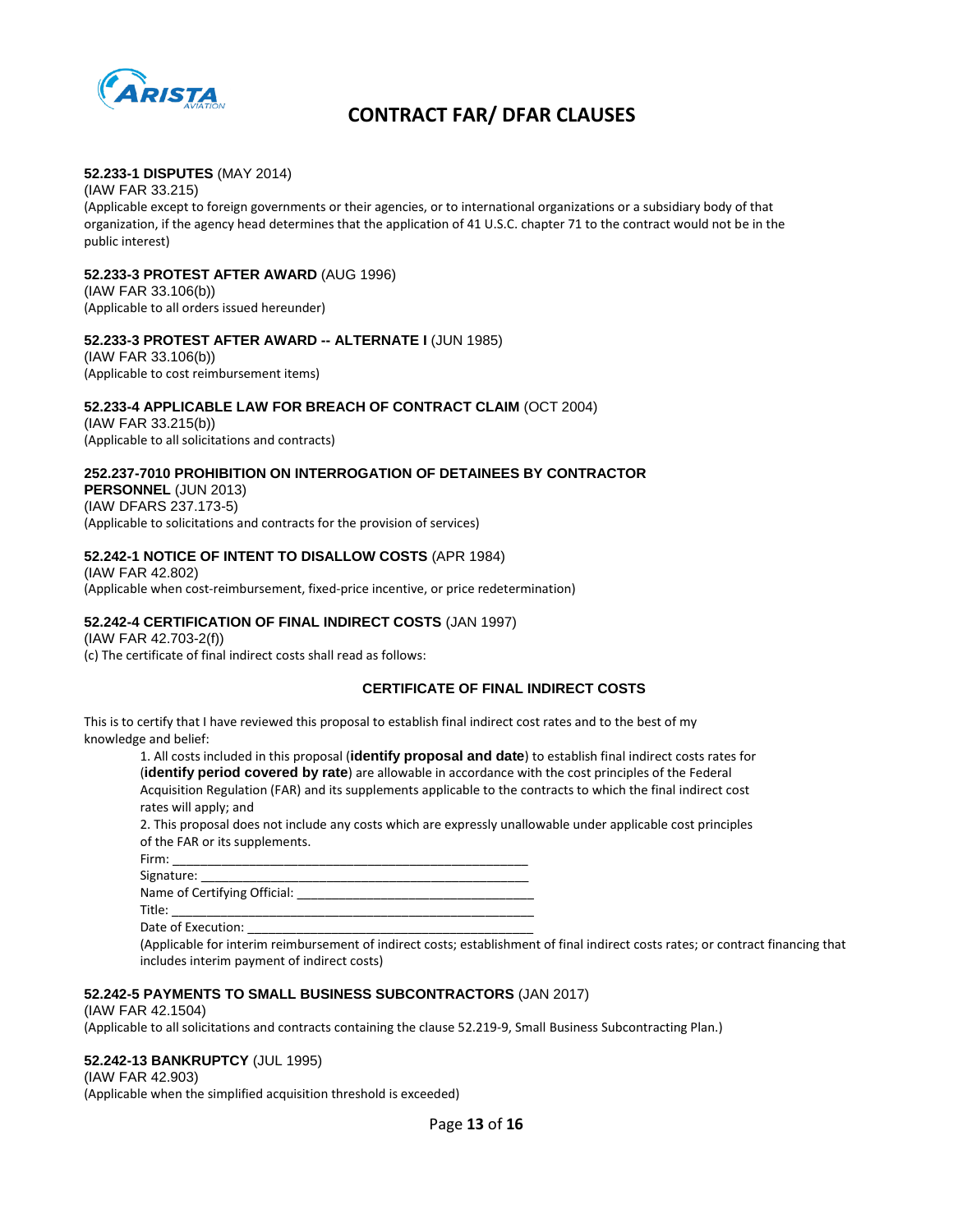# CONTRACT FAR/ DFAR CLAUSES

**52.233-1 DISPUTES** (MAY 2014)
(IAW FAR 33.215)
(Applicable except to foreign governments or their agencies, or to international organizations or a subsidiary body of that organization, if the agency head determines that the application of 41 U.S.C. chapter 71 to the contract would not be in the public interest)

**52.233-3 PROTEST AFTER AWARD** (AUG 1996)
(IAW FAR 33.106(b))
(Applicable to all orders issued hereunder)

**52.233-3 PROTEST AFTER AWARD -- ALTERNATE I** (JUN 1985)
(IAW FAR 33.106(b))
(Applicable to cost reimbursement items)

**52.233-4 APPLICABLE LAW FOR BREACH OF CONTRACT CLAIM** (OCT 2004)
(IAW FAR 33.215(b))
(Applicable to all solicitations and contracts)

**252.237-7010 PROHIBITION ON INTERROGATION OF DETAINEES BY CONTRACTOR PERSONNEL** (JUN 2013)
(IAW DFARS 237.173-5)
(Applicable to solicitations and contracts for the provision of services)

**52.242-1 NOTICE OF INTENT TO DISALLOW COSTS** (APR 1984)
(IAW FAR 42.802)
(Applicable when cost-reimbursement, fixed-price incentive, or price redetermination)

**52.242-4 CERTIFICATION OF FINAL INDIRECT COSTS** (JAN 1997)
(IAW FAR 42.703-2(f))
(c) The certificate of final indirect costs shall read as follows:

**CERTIFICATE OF FINAL INDIRECT COSTS**

This is to certify that I have reviewed this proposal to establish final indirect cost rates and to the best of my knowledge and belief:

1. All costs included in this proposal (**identify proposal and date**) to establish final indirect costs rates for (**identify period covered by rate**) are allowable in accordance with the cost principles of the Federal Acquisition Regulation (FAR) and its supplements applicable to the contracts to which the final indirect cost rates will apply; and
2. This proposal does not include any costs which are expressly unallowable under applicable cost principles of the FAR or its supplements.

Firm: ____________________________________________________
Signature: _________________________________________________
Name of Certifying Official: __________________________________
Title: _____________________________________________________
Date of Execution: __________________________________________

(Applicable for interim reimbursement of indirect costs; establishment of final indirect costs rates; or contract financing that includes interim payment of indirect costs)

**52.242-5 PAYMENTS TO SMALL BUSINESS SUBCONTRACTORS** (JAN 2017)
(IAW FAR 42.1504)
(Applicable to all solicitations and contracts containing the clause 52.219-9, Small Business Subcontracting Plan.)

**52.242-13 BANKRUPTCY** (JUL 1995)
(IAW FAR 42.903)
(Applicable when the simplified acquisition threshold is exceeded)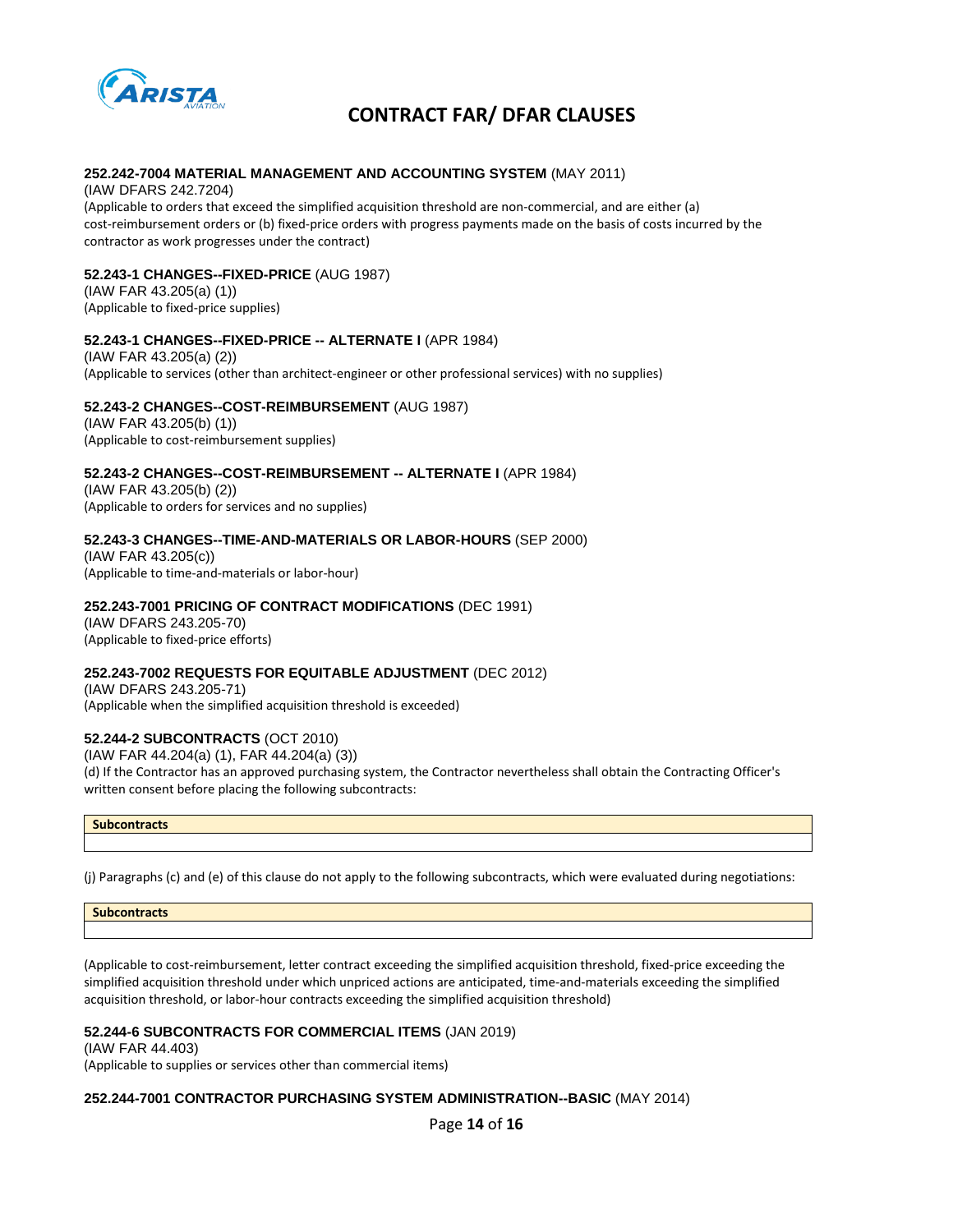**252.242-7004 MATERIAL MANAGEMENT AND ACCOUNTING SYSTEM** (MAY 2011)
(IAW DFARS 242.7204)
(Applicable to orders that exceed the simplified acquisition threshold are non-commercial, and are either (a) cost-reimbursement orders or (b) fixed-price orders with progress payments made on the basis of costs incurred by the contractor as work progresses under the contract)

**52.243-1 CHANGES--FIXED-PRICE** (AUG 1987)
(IAW FAR 43.205(a) (1))
(Applicable to fixed-price supplies)

**52.243-1 CHANGES--FIXED-PRICE -- ALTERNATE I** (APR 1984)
(IAW FAR 43.205(a) (2))
(Applicable to services (other than architect-engineer or other professional services) with no supplies)

**52.243-2 CHANGES--COST-REIMBURSEMENT** (AUG 1987)
(IAW FAR 43.205(b) (1))
(Applicable to cost-reimbursement supplies)

**52.243-2 CHANGES--COST-REIMBURSEMENT -- ALTERNATE I** (APR 1984)
(IAW FAR 43.205(b) (2))
(Applicable to orders for services and no supplies)

**52.243-3 CHANGES--TIME-AND-MATERIALS OR LABOR-HOURS** (SEP 2000)
(IAW FAR 43.205(c))
(Applicable to time-and-materials or labor-hour)

**252.243-7001 PRICING OF CONTRACT MODIFICATIONS** (DEC 1991)
(IAW DFARS 243.205-70)
(Applicable to fixed-price efforts)

**252.243-7002 REQUESTS FOR EQUITABLE ADJUSTMENT** (DEC 2012)
(IAW DFARS 243.205-71)
(Applicable when the simplified acquisition threshold is exceeded)

**52.244-2 SUBCONTRACTS** (OCT 2010)
(IAW FAR 44.204(a) (1), FAR 44.204(a) (3))
(d) If the Contractor has an approved purchasing system, the Contractor nevertheless shall obtain the Contracting Officer's written consent before placing the following subcontracts:

| Subcontracts |
|---|
| |

(j) Paragraphs (c) and (e) of this clause do not apply to the following subcontracts, which were evaluated during negotiations:

| Subcontracts |
|---|
| |

(Applicable to cost-reimbursement, letter contract exceeding the simplified acquisition threshold, fixed-price exceeding the simplified acquisition threshold under which unpriced actions are anticipated, time-and-materials exceeding the simplified acquisition threshold, or labor-hour contracts exceeding the simplified acquisition threshold)

**52.244-6 SUBCONTRACTS FOR COMMERCIAL ITEMS** (JAN 2019)
(IAW FAR 44.403)
(Applicable to supplies or services other than commercial items)

**252.244-7001 CONTRACTOR PURCHASING SYSTEM ADMINISTRATION--BASIC** (MAY 2014)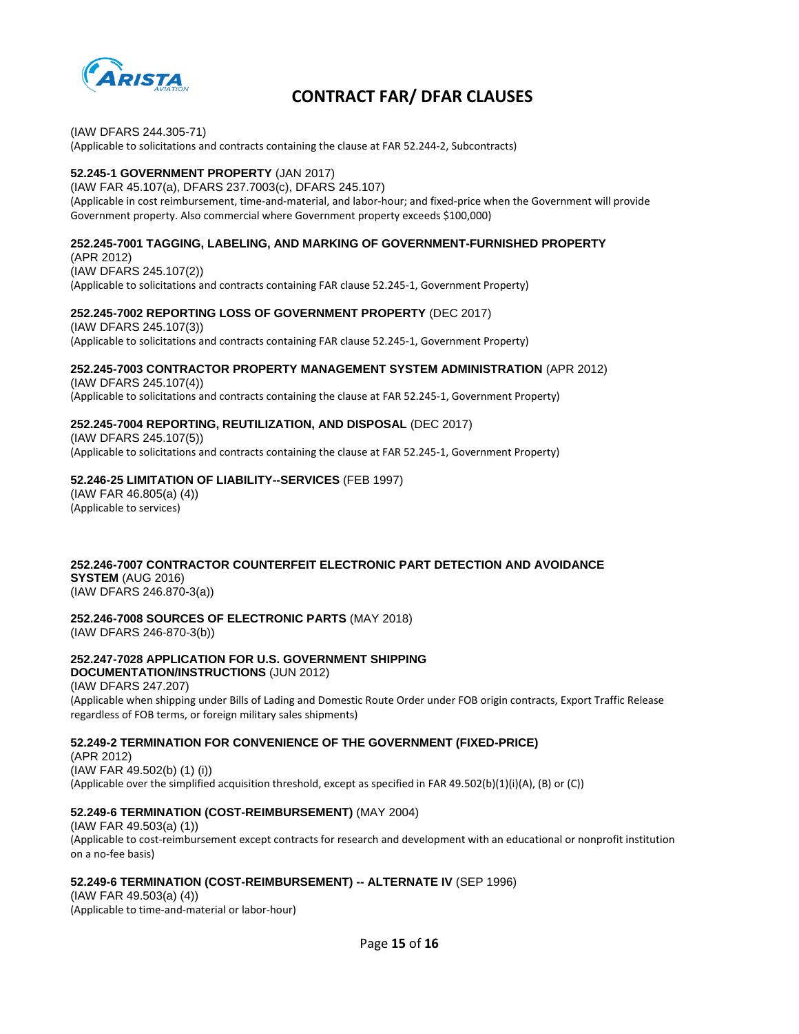(IAW DFARS 244.305-71)
(Applicable to solicitations and contracts containing the clause at FAR 52.244-2, Subcontracts)

**52.245-1 GOVERNMENT PROPERTY** (JAN 2017)
(IAW FAR 45.107(a), DFARS 237.7003(c), DFARS 245.107)
(Applicable in cost reimbursement, time-and-material, and labor-hour; and fixed-price when the Government will provide Government property. Also commercial where Government property exceeds $100,000)

**252.245-7001 TAGGING, LABELING, AND MARKING OF GOVERNMENT-FURNISHED PROPERTY** (APR 2012)
(IAW DFARS 245.107(2))
(Applicable to solicitations and contracts containing FAR clause 52.245-1, Government Property)

**252.245-7002 REPORTING LOSS OF GOVERNMENT PROPERTY** (DEC 2017)
(IAW DFARS 245.107(3))
(Applicable to solicitations and contracts containing FAR clause 52.245-1, Government Property)

**252.245-7003 CONTRACTOR PROPERTY MANAGEMENT SYSTEM ADMINISTRATION** (APR 2012)
(IAW DFARS 245.107(4))
(Applicable to solicitations and contracts containing the clause at FAR 52.245-1, Government Property)

**252.245-7004 REPORTING, REUTILIZATION, AND DISPOSAL** (DEC 2017)
(IAW DFARS 245.107(5))
(Applicable to solicitations and contracts containing the clause at FAR 52.245-1, Government Property)

**52.246-25 LIMITATION OF LIABILITY--SERVICES** (FEB 1997)
(IAW FAR 46.805(a) (4))
(Applicable to services)

**252.246-7007 CONTRACTOR COUNTERFEIT ELECTRONIC PART DETECTION AND AVOIDANCE SYSTEM** (AUG 2016)
(IAW DFARS 246.870-3(a))

**252.246-7008 SOURCES OF ELECTRONIC PARTS** (MAY 2018)
(IAW DFARS 246-870-3(b))

**252.247-7028 APPLICATION FOR U.S. GOVERNMENT SHIPPING DOCUMENTATION/INSTRUCTIONS** (JUN 2012)
(IAW DFARS 247.207)
(Applicable when shipping under Bills of Lading and Domestic Route Order under FOB origin contracts, Export Traffic Release regardless of FOB terms, or foreign military sales shipments)

**52.249-2 TERMINATION FOR CONVENIENCE OF THE GOVERNMENT (FIXED-PRICE)** (APR 2012)
(IAW FAR 49.502(b) (1) (i))
(Applicable over the simplified acquisition threshold, except as specified in FAR 49.502(b)(1)(i)(A), (B) or (C))

**52.249-6 TERMINATION (COST-REIMBURSEMENT)** (MAY 2004)
(IAW FAR 49.503(a) (1))
(Applicable to cost-reimbursement except contracts for research and development with an educational or nonprofit institution on a no-fee basis)

**52.249-6 TERMINATION (COST-REIMBURSEMENT) -- ALTERNATE IV** (SEP 1996)
(IAW FAR 49.503(a) (4))
(Applicable to time-and-material or labor-hour)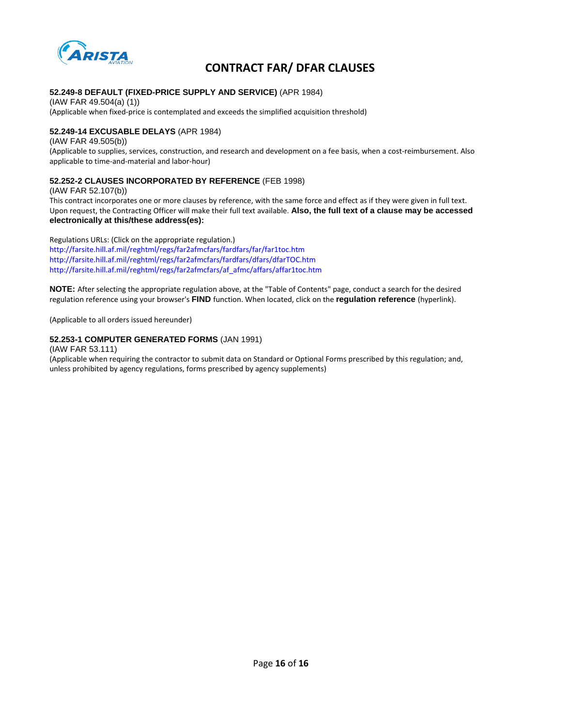# CONTRACT FAR/ DFAR CLAUSES

**52.249-8 DEFAULT (FIXED-PRICE SUPPLY AND SERVICE)** (APR 1984)
(IAW FAR 49.504(a) (1))
(Applicable when fixed-price is contemplated and exceeds the simplified acquisition threshold)

**52.249-14 EXCUSABLE DELAYS** (APR 1984)
(IAW FAR 49.505(b))
(Applicable to supplies, services, construction, and research and development on a fee basis, when a cost-reimbursement. Also applicable to time-and-material and labor-hour)

**52.252-2 CLAUSES INCORPORATED BY REFERENCE** (FEB 1998)
(IAW FAR 52.107(b))
This contract incorporates one or more clauses by reference, with the same force and effect as if they were given in full text. Upon request, the Contracting Officer will make their full text available. **Also, the full text of a clause may be accessed electronically at this/these address(es):**

Regulations URLs: (Click on the appropriate regulation.)
http://farsite.hill.af.mil/reghtml/regs/far2afmcfars/fardfars/far/far1toc.htm
http://farsite.hill.af.mil/reghtml/regs/far2afmcfars/fardfars/dfars/dfarTOC.htm
http://farsite.hill.af.mil/reghtml/regs/far2afmcfars/af_afmc/affars/affar1toc.htm

**NOTE:** After selecting the appropriate regulation above, at the "Table of Contents" page, conduct a search for the desired regulation reference using your browser's **FIND** function. When located, click on the **regulation reference** (hyperlink).

(Applicable to all orders issued hereunder)

**52.253-1 COMPUTER GENERATED FORMS** (JAN 1991)
(IAW FAR 53.111)
(Applicable when requiring the contractor to submit data on Standard or Optional Forms prescribed by this regulation; and, unless prohibited by agency regulations, forms prescribed by agency supplements)